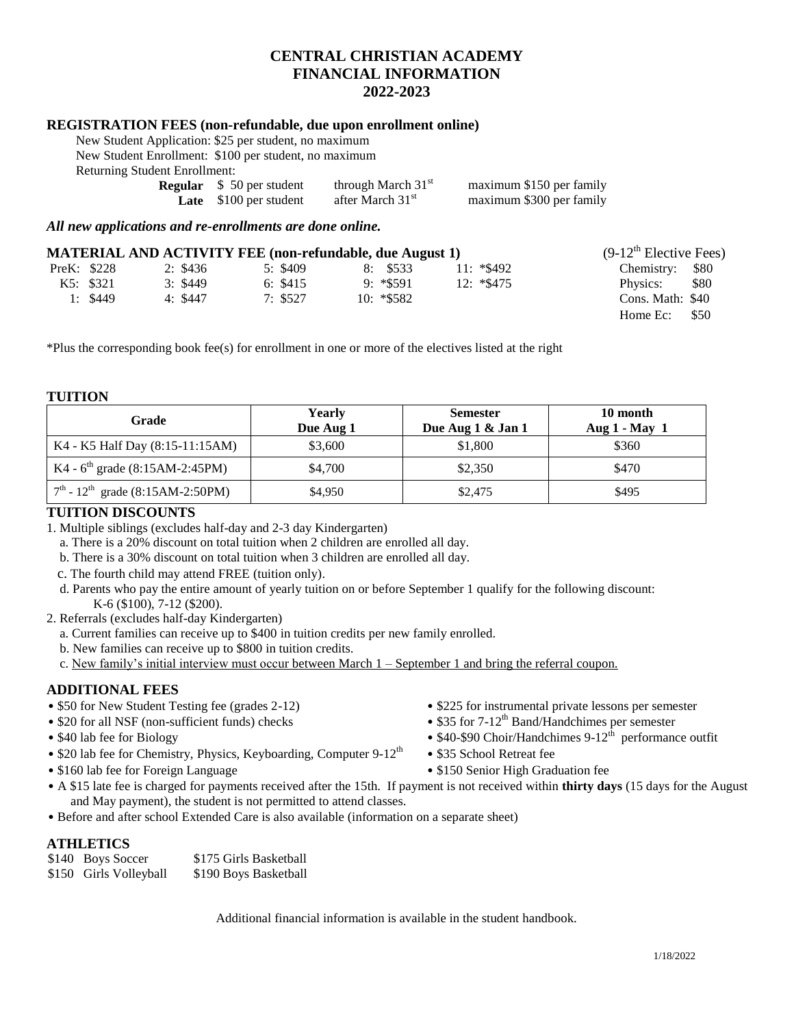# CENTRAL CHRISTIAN ACADEMY
# FINANCIAL INFORMATION
# 2022-2023

## REGISTRATION FEES (non-refundable, due upon enrollment online)

New Student Application: $25 per student, no maximum

New Student Enrollment: $100 per student, no maximum

Returning Student Enrollment:

| | | | |
|---|---|---|---|
| **Regular** | $ 50 per student | through March 31st | maximum $150 per family |
| **Late** | $100 per student | after March 31st | maximum $300 per family |

***All new applications and re-enrollments are done online.***

## MATERIAL AND ACTIVITY FEE (non-refundable, due August 1)

| | | | | |
|---|---|---|---|---|
| PreK: $228 | 2: $436 | 5: $409 | 8: $533 | 11: *$492 |
| K5: $321 | 3: $449 | 6: $415 | 9: *$591 | 12: *$475 |
| 1: $449 | 4: $447 | 7: $527 | 10: *$582 | |

(9-12th Elective Fees)

| | |
|---|---|
| Chemistry: | $80 |
| Physics: | $80 |
| Cons. Math: | $40 |
| Home Ec: | $50 |

*Plus the corresponding book fee(s) for enrollment in one or more of the electives listed at the right

## TUITION

| Grade | Yearly Due Aug 1 | Semester Due Aug 1 & Jan 1 | 10 month Aug 1 - May 1 |
|---|---|---|---|
| K4 - K5 Half Day (8:15-11:15AM) | $3,600 | $1,800 | $360 |
| K4 - 6th grade (8:15AM-2:45PM) | $4,700 | $2,350 | $470 |
| 7th - 12th grade (8:15AM-2:50PM) | $4,950 | $2,475 | $495 |

## TUITION DISCOUNTS

1. Multiple siblings (excludes half-day and 2-3 day Kindergarten)
   a. There is a 20% discount on total tuition when 2 children are enrolled all day.
   b. There is a 30% discount on total tuition when 3 children are enrolled all day.
   c. The fourth child may attend FREE (tuition only).
   d. Parents who pay the entire amount of yearly tuition on or before September 1 qualify for the following discount: K-6 ($100), 7-12 ($200).
2. Referrals (excludes half-day Kindergarten)
   a. Current families can receive up to $400 in tuition credits per new family enrolled.
   b. New families can receive up to $800 in tuition credits.
   c. <u>New family's initial interview must occur between March 1 – September 1 and bring the referral coupon.</u>

## ADDITIONAL FEES

- $50 for New Student Testing fee (grades 2-12)
- $20 for all NSF (non-sufficient funds) checks
- $40 lab fee for Biology
- $20 lab fee for Chemistry, Physics, Keyboarding, Computer 9-12th
- $160 lab fee for Foreign Language
- $225 for instrumental private lessons per semester
- $35 for 7-12th Band/Handchimes per semester
- $40-$90 Choir/Handchimes 9-12th performance outfit
- $35 School Retreat fee
- $150 Senior High Graduation fee
- A $15 late fee is charged for payments received after the 15th. If payment is not received within **thirty days** (15 days for the August and May payment), the student is not permitted to attend classes.
- Before and after school Extended Care is also available (information on a separate sheet)

## ATHLETICS

| | |
|---|---|
| $140 Boys Soccer | $175 Girls Basketball |
| $150 Girls Volleyball | $190 Boys Basketball |

Additional financial information is available in the student handbook.

1/18/2022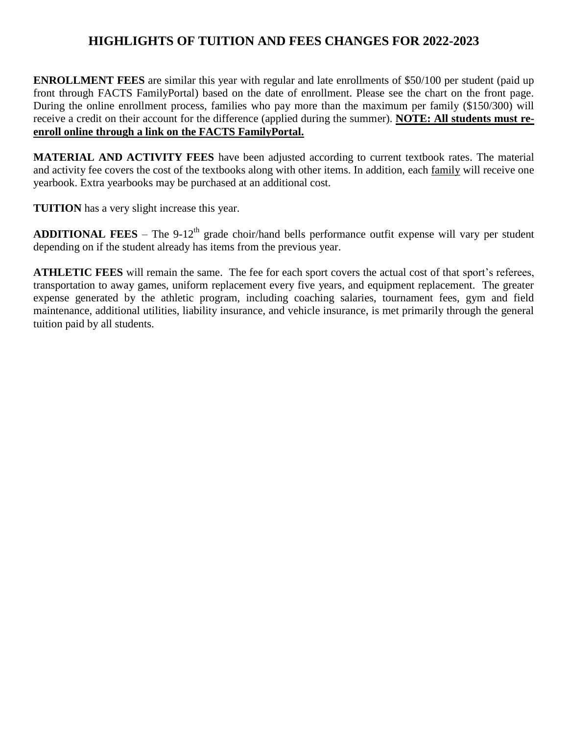# HIGHLIGHTS OF TUITION AND FEES CHANGES FOR 2022-2023

**ENROLLMENT FEES** are similar this year with regular and late enrollments of $50/100 per student (paid up front through FACTS FamilyPortal) based on the date of enrollment. Please see the chart on the front page. During the online enrollment process, families who pay more than the maximum per family ($150/300) will receive a credit on their account for the difference (applied during the summer). **NOTE: All students must re-enroll online through a link on the FACTS FamilyPortal.**

**MATERIAL AND ACTIVITY FEES** have been adjusted according to current textbook rates. The material and activity fee covers the cost of the textbooks along with other items. In addition, each family will receive one yearbook. Extra yearbooks may be purchased at an additional cost.

**TUITION** has a very slight increase this year.

**ADDITIONAL FEES** – The 9-12th grade choir/hand bells performance outfit expense will vary per student depending on if the student already has items from the previous year.

**ATHLETIC FEES** will remain the same. The fee for each sport covers the actual cost of that sport's referees, transportation to away games, uniform replacement every five years, and equipment replacement. The greater expense generated by the athletic program, including coaching salaries, tournament fees, gym and field maintenance, additional utilities, liability insurance, and vehicle insurance, is met primarily through the general tuition paid by all students.